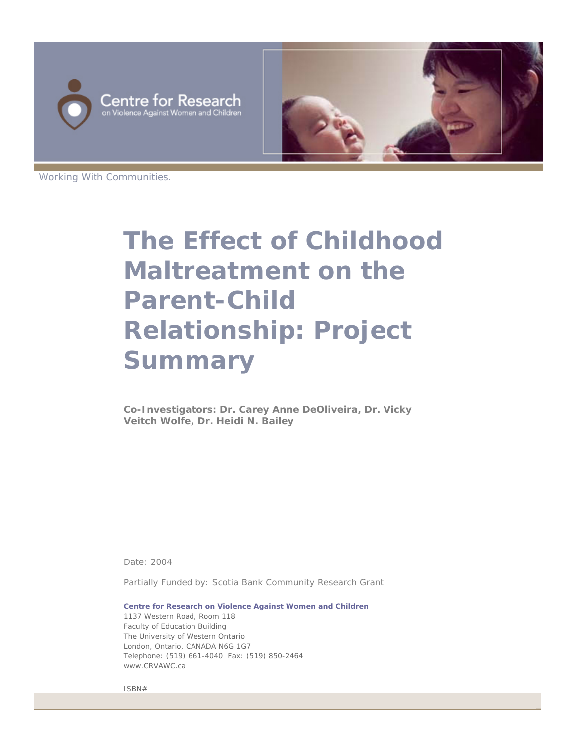Centre for Research
on Violence Against Women and Children

Working With Communities.

# The Effect of Childhood Maltreatment on the Parent-Child Relationship: Project Summary

**Co-Investigators: Dr. Carey Anne DeOliveira, Dr. Vicky Veitch Wolfe, Dr. Heidi N. Bailey**

Date: 2004

Partially Funded by: Scotia Bank Community Research Grant

**Centre for Research on Violence Against Women and Children**
1137 Western Road, Room 118
Faculty of Education Building
The University of Western Ontario
London, Ontario, CANADA N6G 1G7
Telephone: (519) 661-4040 Fax: (519) 850-2464
www.CRVAWC.ca

ISBN#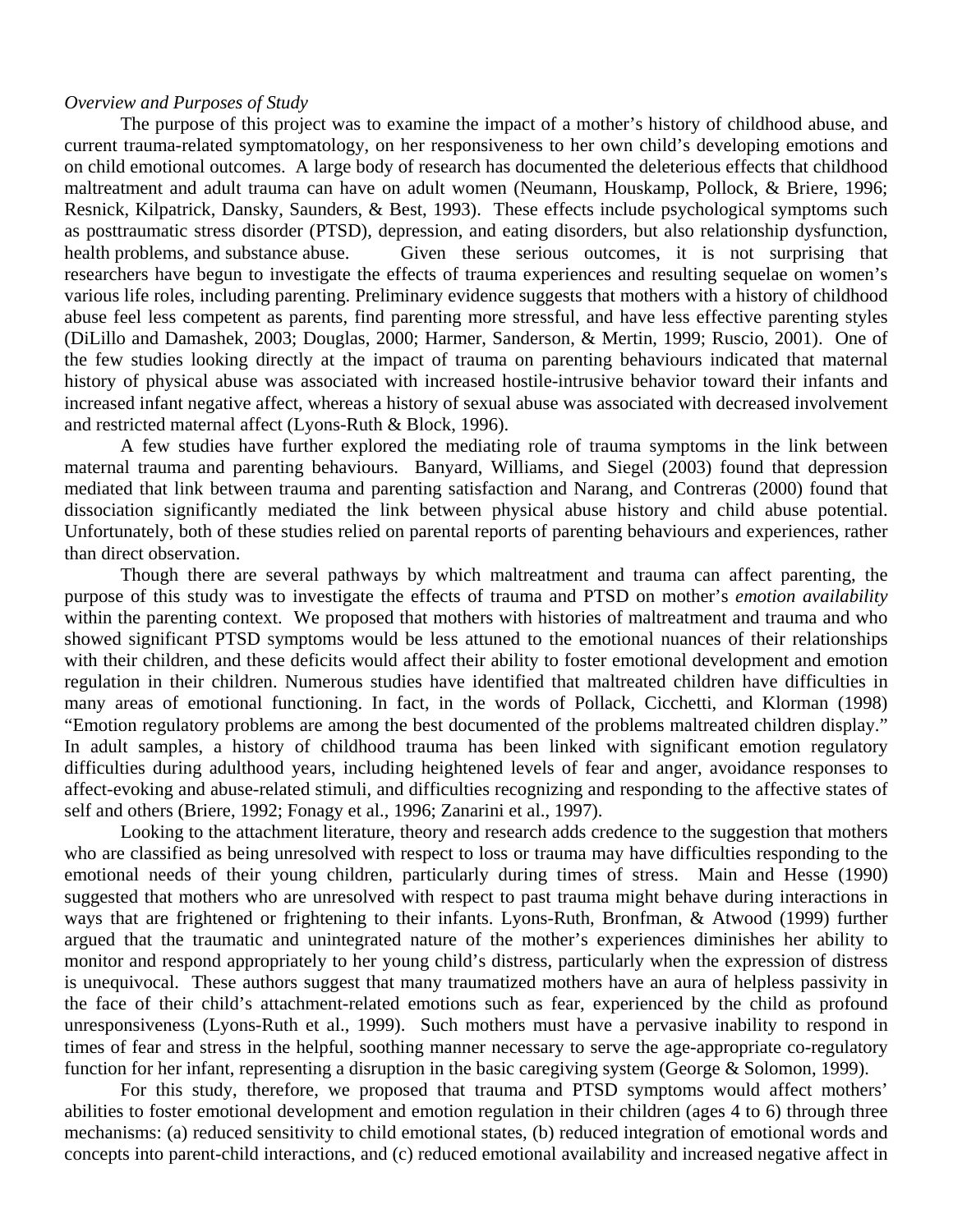*Overview and Purposes of Study*

The purpose of this project was to examine the impact of a mother's history of childhood abuse, and current trauma-related symptomatology, on her responsiveness to her own child's developing emotions and on child emotional outcomes. A large body of research has documented the deleterious effects that childhood maltreatment and adult trauma can have on adult women (Neumann, Houskamp, Pollock, & Briere, 1996; Resnick, Kilpatrick, Dansky, Saunders, & Best, 1993). These effects include psychological symptoms such as posttraumatic stress disorder (PTSD), depression, and eating disorders, but also relationship dysfunction, health problems, and substance abuse. Given these serious outcomes, it is not surprising that researchers have begun to investigate the effects of trauma experiences and resulting sequelae on women's various life roles, including parenting. Preliminary evidence suggests that mothers with a history of childhood abuse feel less competent as parents, find parenting more stressful, and have less effective parenting styles (DiLillo and Damashek, 2003; Douglas, 2000; Harmer, Sanderson, & Mertin, 1999; Ruscio, 2001). One of the few studies looking directly at the impact of trauma on parenting behaviours indicated that maternal history of physical abuse was associated with increased hostile-intrusive behavior toward their infants and increased infant negative affect, whereas a history of sexual abuse was associated with decreased involvement and restricted maternal affect (Lyons-Ruth & Block, 1996).

A few studies have further explored the mediating role of trauma symptoms in the link between maternal trauma and parenting behaviours. Banyard, Williams, and Siegel (2003) found that depression mediated that link between trauma and parenting satisfaction and Narang, and Contreras (2000) found that dissociation significantly mediated the link between physical abuse history and child abuse potential. Unfortunately, both of these studies relied on parental reports of parenting behaviours and experiences, rather than direct observation.

Though there are several pathways by which maltreatment and trauma can affect parenting, the purpose of this study was to investigate the effects of trauma and PTSD on mother's *emotion availability* within the parenting context. We proposed that mothers with histories of maltreatment and trauma and who showed significant PTSD symptoms would be less attuned to the emotional nuances of their relationships with their children, and these deficits would affect their ability to foster emotional development and emotion regulation in their children. Numerous studies have identified that maltreated children have difficulties in many areas of emotional functioning. In fact, in the words of Pollack, Cicchetti, and Klorman (1998) "Emotion regulatory problems are among the best documented of the problems maltreated children display." In adult samples, a history of childhood trauma has been linked with significant emotion regulatory difficulties during adulthood years, including heightened levels of fear and anger, avoidance responses to affect-evoking and abuse-related stimuli, and difficulties recognizing and responding to the affective states of self and others (Briere, 1992; Fonagy et al., 1996; Zanarini et al., 1997).

Looking to the attachment literature, theory and research adds credence to the suggestion that mothers who are classified as being unresolved with respect to loss or trauma may have difficulties responding to the emotional needs of their young children, particularly during times of stress. Main and Hesse (1990) suggested that mothers who are unresolved with respect to past trauma might behave during interactions in ways that are frightened or frightening to their infants. Lyons-Ruth, Bronfman, & Atwood (1999) further argued that the traumatic and unintegrated nature of the mother's experiences diminishes her ability to monitor and respond appropriately to her young child's distress, particularly when the expression of distress is unequivocal. These authors suggest that many traumatized mothers have an aura of helpless passivity in the face of their child's attachment-related emotions such as fear, experienced by the child as profound unresponsiveness (Lyons-Ruth et al., 1999). Such mothers must have a pervasive inability to respond in times of fear and stress in the helpful, soothing manner necessary to serve the age-appropriate co-regulatory function for her infant, representing a disruption in the basic caregiving system (George & Solomon, 1999).

For this study, therefore, we proposed that trauma and PTSD symptoms would affect mothers' abilities to foster emotional development and emotion regulation in their children (ages 4 to 6) through three mechanisms: (a) reduced sensitivity to child emotional states, (b) reduced integration of emotional words and concepts into parent-child interactions, and (c) reduced emotional availability and increased negative affect in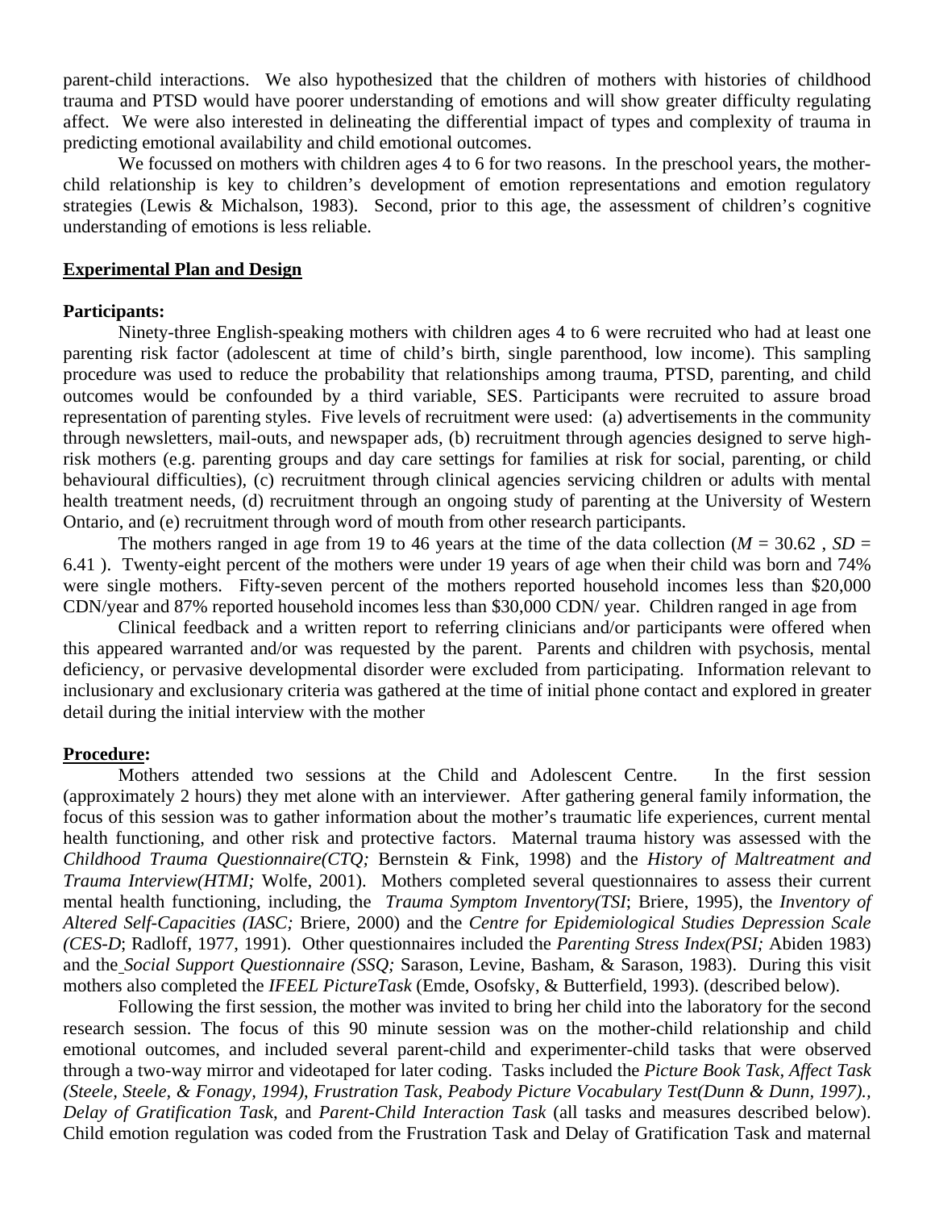parent-child interactions. We also hypothesized that the children of mothers with histories of childhood trauma and PTSD would have poorer understanding of emotions and will show greater difficulty regulating affect. We were also interested in delineating the differential impact of types and complexity of trauma in predicting emotional availability and child emotional outcomes.

We focussed on mothers with children ages 4 to 6 for two reasons. In the preschool years, the mother-child relationship is key to children's development of emotion representations and emotion regulatory strategies (Lewis & Michalson, 1983). Second, prior to this age, the assessment of children's cognitive understanding of emotions is less reliable.

## Experimental Plan and Design

### Participants:

Ninety-three English-speaking mothers with children ages 4 to 6 were recruited who had at least one parenting risk factor (adolescent at time of child's birth, single parenthood, low income). This sampling procedure was used to reduce the probability that relationships among trauma, PTSD, parenting, and child outcomes would be confounded by a third variable, SES. Participants were recruited to assure broad representation of parenting styles. Five levels of recruitment were used: (a) advertisements in the community through newsletters, mail-outs, and newspaper ads, (b) recruitment through agencies designed to serve high-risk mothers (e.g. parenting groups and day care settings for families at risk for social, parenting, or child behavioural difficulties), (c) recruitment through clinical agencies servicing children or adults with mental health treatment needs, (d) recruitment through an ongoing study of parenting at the University of Western Ontario, and (e) recruitment through word of mouth from other research participants.

The mothers ranged in age from 19 to 46 years at the time of the data collection ($M$ = 30.62 , $SD$ = 6.41 ). Twenty-eight percent of the mothers were under 19 years of age when their child was born and 74% were single mothers. Fifty-seven percent of the mothers reported household incomes less than $20,000 CDN/year and 87% reported household incomes less than $30,000 CDN/ year. Children ranged in age from

Clinical feedback and a written report to referring clinicians and/or participants were offered when this appeared warranted and/or was requested by the parent. Parents and children with psychosis, mental deficiency, or pervasive developmental disorder were excluded from participating. Information relevant to inclusionary and exclusionary criteria was gathered at the time of initial phone contact and explored in greater detail during the initial interview with the mother

### Procedure:

Mothers attended two sessions at the Child and Adolescent Centre. In the first session (approximately 2 hours) they met alone with an interviewer. After gathering general family information, the focus of this session was to gather information about the mother's traumatic life experiences, current mental health functioning, and other risk and protective factors. Maternal trauma history was assessed with the *Childhood Trauma Questionnaire(CTQ;* Bernstein & Fink, 1998) and the *History of Maltreatment and Trauma Interview(HTMI;* Wolfe, 2001). Mothers completed several questionnaires to assess their current mental health functioning, including, the *Trauma Symptom Inventory(TSI*; Briere, 1995), the *Inventory of Altered Self-Capacities (IASC;* Briere, 2000) and the *Centre for Epidemiological Studies Depression Scale (CES-D*; Radloff, 1977, 1991). Other questionnaires included the *Parenting Stress Index(PSI;* Abiden 1983) and the *Social Support Questionnaire (SSQ;* Sarason, Levine, Basham, & Sarason, 1983). During this visit mothers also completed the *IFEEL PictureTask* (Emde, Osofsky, & Butterfield, 1993). (described below).

Following the first session, the mother was invited to bring her child into the laboratory for the second research session. The focus of this 90 minute session was on the mother-child relationship and child emotional outcomes, and included several parent-child and experimenter-child tasks that were observed through a two-way mirror and videotaped for later coding. Tasks included the *Picture Book Task, Affect Task (Steele, Steele, & Fonagy, 1994), Frustration Task, Peabody Picture Vocabulary Test(Dunn & Dunn, 1997)., Delay of Gratification Task,* and *Parent-Child Interaction Task* (all tasks and measures described below). Child emotion regulation was coded from the Frustration Task and Delay of Gratification Task and maternal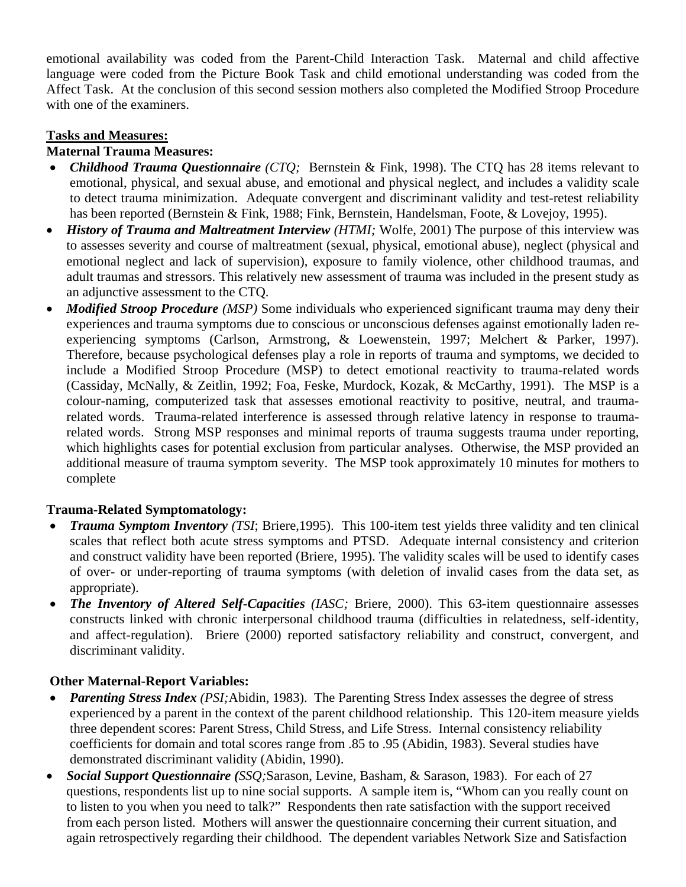emotional availability was coded from the Parent-Child Interaction Task. Maternal and child affective language were coded from the Picture Book Task and child emotional understanding was coded from the Affect Task. At the conclusion of this second session mothers also completed the Modified Stroop Procedure with one of the examiners.

**Tasks and Measures:**

**Maternal Trauma Measures:**

- ***Childhood Trauma Questionnaire*** *(CTQ;* Bernstein & Fink, 1998). The CTQ has 28 items relevant to emotional, physical, and sexual abuse, and emotional and physical neglect, and includes a validity scale to detect trauma minimization. Adequate convergent and discriminant validity and test-retest reliability has been reported (Bernstein & Fink, 1988; Fink, Bernstein, Handelsman, Foote, & Lovejoy, 1995).
- ***History of Trauma and Maltreatment Interview*** *(HTMI;* Wolfe, 2001) The purpose of this interview was to assesses severity and course of maltreatment (sexual, physical, emotional abuse), neglect (physical and emotional neglect and lack of supervision), exposure to family violence, other childhood traumas, and adult traumas and stressors. This relatively new assessment of trauma was included in the present study as an adjunctive assessment to the CTQ.
- ***Modified Stroop Procedure*** *(MSP)* Some individuals who experienced significant trauma may deny their experiences and trauma symptoms due to conscious or unconscious defenses against emotionally laden re-experiencing symptoms (Carlson, Armstrong, & Loewenstein, 1997; Melchert & Parker, 1997). Therefore, because psychological defenses play a role in reports of trauma and symptoms, we decided to include a Modified Stroop Procedure (MSP) to detect emotional reactivity to trauma-related words (Cassiday, McNally, & Zeitlin, 1992; Foa, Feske, Murdock, Kozak, & McCarthy, 1991). The MSP is a colour-naming, computerized task that assesses emotional reactivity to positive, neutral, and trauma-related words. Trauma-related interference is assessed through relative latency in response to trauma-related words. Strong MSP responses and minimal reports of trauma suggests trauma under reporting, which highlights cases for potential exclusion from particular analyses. Otherwise, the MSP provided an additional measure of trauma symptom severity. The MSP took approximately 10 minutes for mothers to complete

**Trauma-Related Symptomatology:**

- ***Trauma Symptom Inventory*** *(TSI*; Briere,1995). This 100-item test yields three validity and ten clinical scales that reflect both acute stress symptoms and PTSD. Adequate internal consistency and criterion and construct validity have been reported (Briere, 1995). The validity scales will be used to identify cases of over- or under-reporting of trauma symptoms (with deletion of invalid cases from the data set, as appropriate).
- ***The Inventory of Altered Self-Capacities*** *(IASC;* Briere, 2000). This 63-item questionnaire assesses constructs linked with chronic interpersonal childhood trauma (difficulties in relatedness, self-identity, and affect-regulation). Briere (2000) reported satisfactory reliability and construct, convergent, and discriminant validity.

**Other Maternal-Report Variables:**

- ***Parenting Stress Index*** *(PSI;*Abidin, 1983). The Parenting Stress Index assesses the degree of stress experienced by a parent in the context of the parent childhood relationship. This 120-item measure yields three dependent scores: Parent Stress, Child Stress, and Life Stress. Internal consistency reliability coefficients for domain and total scores range from .85 to .95 (Abidin, 1983). Several studies have demonstrated discriminant validity (Abidin, 1990).
- ***Social Support Questionnaire (****SSQ;*Sarason, Levine, Basham, & Sarason, 1983). For each of 27 questions, respondents list up to nine social supports. A sample item is, "Whom can you really count on to listen to you when you need to talk?" Respondents then rate satisfaction with the support received from each person listed. Mothers will answer the questionnaire concerning their current situation, and again retrospectively regarding their childhood. The dependent variables Network Size and Satisfaction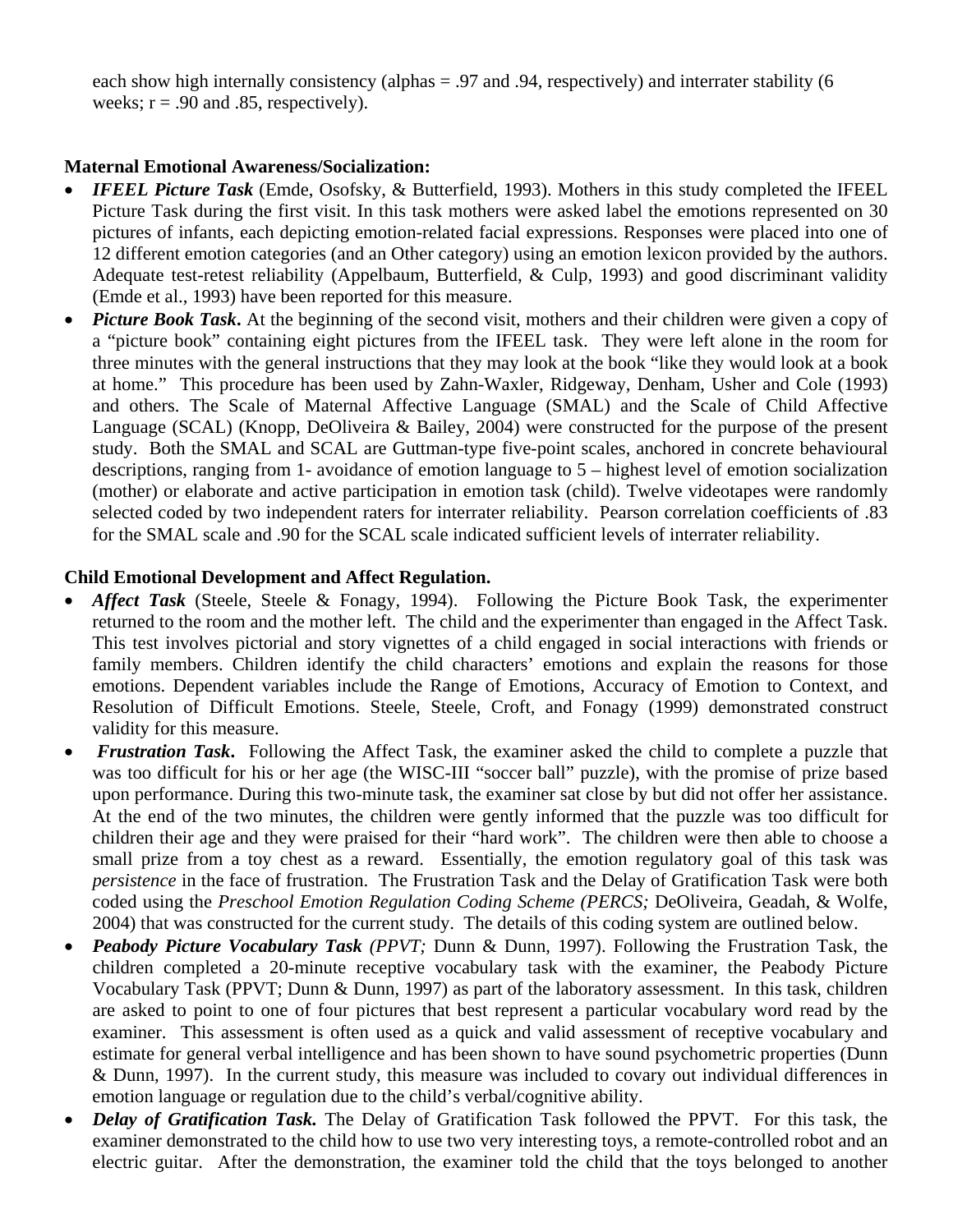each show high internally consistency (alphas = .97 and .94, respectively) and interrater stability (6 weeks; r = .90 and .85, respectively).

**Maternal Emotional Awareness/Socialization:**

- ***IFEEL Picture Task*** (Emde, Osofsky, & Butterfield, 1993). Mothers in this study completed the IFEEL Picture Task during the first visit. In this task mothers were asked label the emotions represented on 30 pictures of infants, each depicting emotion-related facial expressions. Responses were placed into one of 12 different emotion categories (and an Other category) using an emotion lexicon provided by the authors. Adequate test-retest reliability (Appelbaum, Butterfield, & Culp, 1993) and good discriminant validity (Emde et al., 1993) have been reported for this measure.
- ***Picture Book Task*.** At the beginning of the second visit, mothers and their children were given a copy of a "picture book" containing eight pictures from the IFEEL task. They were left alone in the room for three minutes with the general instructions that they may look at the book "like they would look at a book at home." This procedure has been used by Zahn-Waxler, Ridgeway, Denham, Usher and Cole (1993) and others. The Scale of Maternal Affective Language (SMAL) and the Scale of Child Affective Language (SCAL) (Knopp, DeOliveira & Bailey, 2004) were constructed for the purpose of the present study. Both the SMAL and SCAL are Guttman-type five-point scales, anchored in concrete behavioural descriptions, ranging from 1- avoidance of emotion language to 5 – highest level of emotion socialization (mother) or elaborate and active participation in emotion task (child). Twelve videotapes were randomly selected coded by two independent raters for interrater reliability. Pearson correlation coefficients of .83 for the SMAL scale and .90 for the SCAL scale indicated sufficient levels of interrater reliability.

**Child Emotional Development and Affect Regulation.**

- ***Affect Task*** (Steele, Steele & Fonagy, 1994). Following the Picture Book Task, the experimenter returned to the room and the mother left. The child and the experimenter than engaged in the Affect Task. This test involves pictorial and story vignettes of a child engaged in social interactions with friends or family members. Children identify the child characters' emotions and explain the reasons for those emotions. Dependent variables include the Range of Emotions, Accuracy of Emotion to Context, and Resolution of Difficult Emotions. Steele, Steele, Croft, and Fonagy (1999) demonstrated construct validity for this measure.
- ***Frustration Task*.** Following the Affect Task, the examiner asked the child to complete a puzzle that was too difficult for his or her age (the WISC-III "soccer ball" puzzle), with the promise of prize based upon performance. During this two-minute task, the examiner sat close by but did not offer her assistance. At the end of the two minutes, the children were gently informed that the puzzle was too difficult for children their age and they were praised for their "hard work". The children were then able to choose a small prize from a toy chest as a reward. Essentially, the emotion regulatory goal of this task was *persistence* in the face of frustration. The Frustration Task and the Delay of Gratification Task were both coded using the *Preschool Emotion Regulation Coding Scheme (PERCS;* DeOliveira, Geadah, & Wolfe, 2004) that was constructed for the current study. The details of this coding system are outlined below.
- ***Peabody Picture Vocabulary Task** (PPVT;* Dunn & Dunn, 1997). Following the Frustration Task, the children completed a 20-minute receptive vocabulary task with the examiner, the Peabody Picture Vocabulary Task (PPVT; Dunn & Dunn, 1997) as part of the laboratory assessment. In this task, children are asked to point to one of four pictures that best represent a particular vocabulary word read by the examiner. This assessment is often used as a quick and valid assessment of receptive vocabulary and estimate for general verbal intelligence and has been shown to have sound psychometric properties (Dunn & Dunn, 1997). In the current study, this measure was included to covary out individual differences in emotion language or regulation due to the child's verbal/cognitive ability.
- ***Delay of Gratification Task.*** The Delay of Gratification Task followed the PPVT. For this task, the examiner demonstrated to the child how to use two very interesting toys, a remote-controlled robot and an electric guitar. After the demonstration, the examiner told the child that the toys belonged to another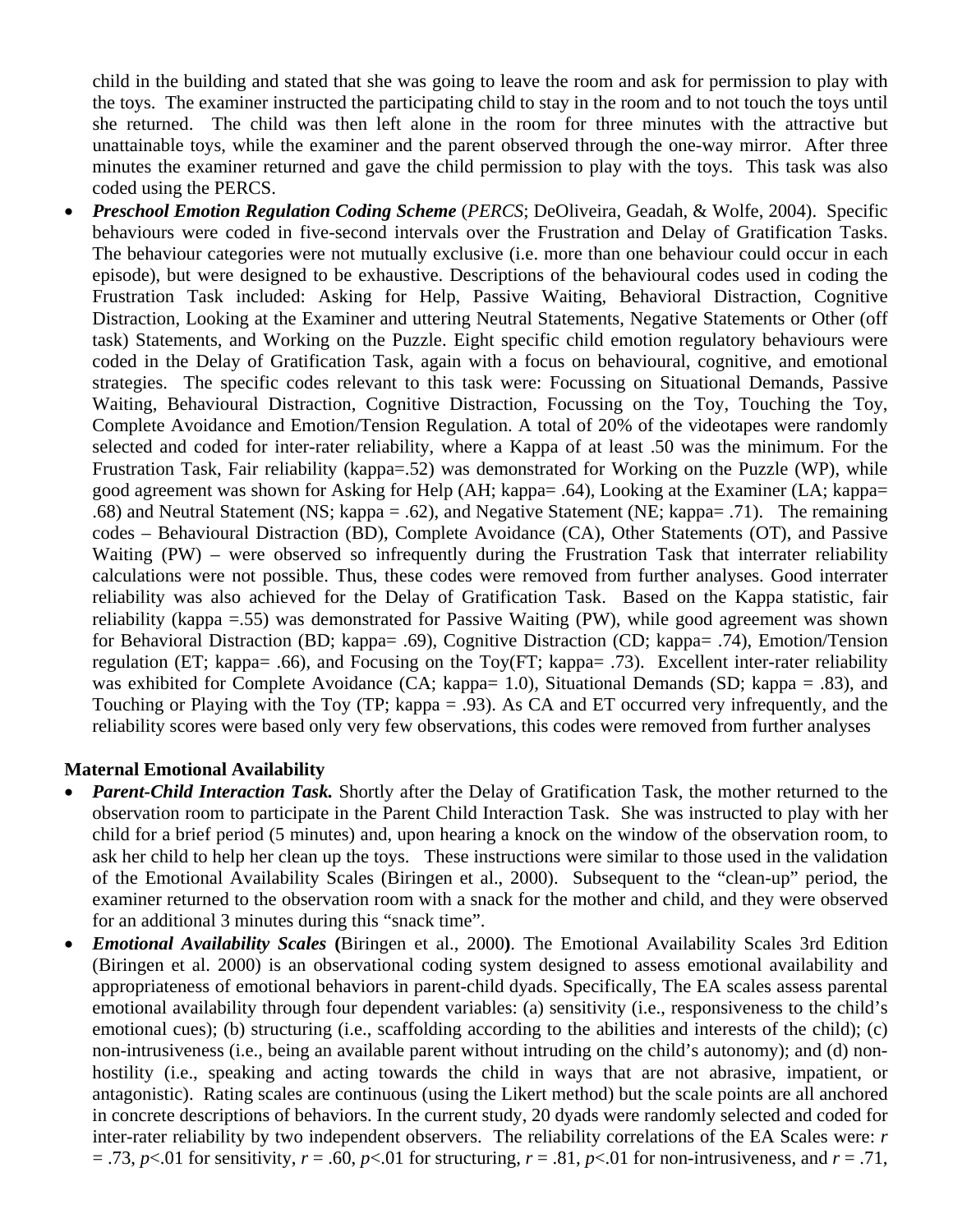child in the building and stated that she was going to leave the room and ask for permission to play with the toys. The examiner instructed the participating child to stay in the room and to not touch the toys until she returned. The child was then left alone in the room for three minutes with the attractive but unattainable toys, while the examiner and the parent observed through the one-way mirror. After three minutes the examiner returned and gave the child permission to play with the toys. This task was also coded using the PERCS.

- ***Preschool Emotion Regulation Coding Scheme*** (*PERCS*; DeOliveira, Geadah, & Wolfe, 2004). Specific behaviours were coded in five-second intervals over the Frustration and Delay of Gratification Tasks. The behaviour categories were not mutually exclusive (i.e. more than one behaviour could occur in each episode), but were designed to be exhaustive. Descriptions of the behavioural codes used in coding the Frustration Task included: Asking for Help, Passive Waiting, Behavioral Distraction, Cognitive Distraction, Looking at the Examiner and uttering Neutral Statements, Negative Statements or Other (off task) Statements, and Working on the Puzzle. Eight specific child emotion regulatory behaviours were coded in the Delay of Gratification Task, again with a focus on behavioural, cognitive, and emotional strategies. The specific codes relevant to this task were: Focussing on Situational Demands, Passive Waiting, Behavioural Distraction, Cognitive Distraction, Focussing on the Toy, Touching the Toy, Complete Avoidance and Emotion/Tension Regulation. A total of 20% of the videotapes were randomly selected and coded for inter-rater reliability, where a Kappa of at least .50 was the minimum. For the Frustration Task, Fair reliability (kappa=.52) was demonstrated for Working on the Puzzle (WP), while good agreement was shown for Asking for Help (AH; kappa= .64), Looking at the Examiner (LA; kappa= .68) and Neutral Statement (NS; kappa = .62), and Negative Statement (NE; kappa= .71). The remaining codes – Behavioural Distraction (BD), Complete Avoidance (CA), Other Statements (OT), and Passive Waiting (PW) – were observed so infrequently during the Frustration Task that interrater reliability calculations were not possible. Thus, these codes were removed from further analyses. Good interrater reliability was also achieved for the Delay of Gratification Task. Based on the Kappa statistic, fair reliability (kappa =.55) was demonstrated for Passive Waiting (PW), while good agreement was shown for Behavioral Distraction (BD; kappa= .69), Cognitive Distraction (CD; kappa= .74), Emotion/Tension regulation (ET; kappa= .66), and Focusing on the Toy(FT; kappa= .73). Excellent inter-rater reliability was exhibited for Complete Avoidance (CA; kappa= 1.0), Situational Demands (SD; kappa = .83), and Touching or Playing with the Toy (TP; kappa = .93). As CA and ET occurred very infrequently, and the reliability scores were based only very few observations, this codes were removed from further analyses

**Maternal Emotional Availability**

- ***Parent-Child Interaction Task.*** Shortly after the Delay of Gratification Task, the mother returned to the observation room to participate in the Parent Child Interaction Task. She was instructed to play with her child for a brief period (5 minutes) and, upon hearing a knock on the window of the observation room, to ask her child to help her clean up the toys. These instructions were similar to those used in the validation of the Emotional Availability Scales (Biringen et al., 2000). Subsequent to the "clean-up" period, the examiner returned to the observation room with a snack for the mother and child, and they were observed for an additional 3 minutes during this "snack time".
- ***Emotional Availability Scales*** **(**Biringen et al., 2000**)**. The Emotional Availability Scales 3rd Edition (Biringen et al. 2000) is an observational coding system designed to assess emotional availability and appropriateness of emotional behaviors in parent-child dyads. Specifically, The EA scales assess parental emotional availability through four dependent variables: (a) sensitivity (i.e., responsiveness to the child's emotional cues); (b) structuring (i.e., scaffolding according to the abilities and interests of the child); (c) non-intrusiveness (i.e., being an available parent without intruding on the child's autonomy); and (d) non-hostility (i.e., speaking and acting towards the child in ways that are not abrasive, impatient, or antagonistic). Rating scales are continuous (using the Likert method) but the scale points are all anchored in concrete descriptions of behaviors. In the current study, 20 dyads were randomly selected and coded for inter-rater reliability by two independent observers. The reliability correlations of the EA Scales were: $r = .73$, $p<.01$ for sensitivity, $r = .60$, $p<.01$ for structuring, $r = .81$, $p<.01$ for non-intrusiveness, and $r = .71$,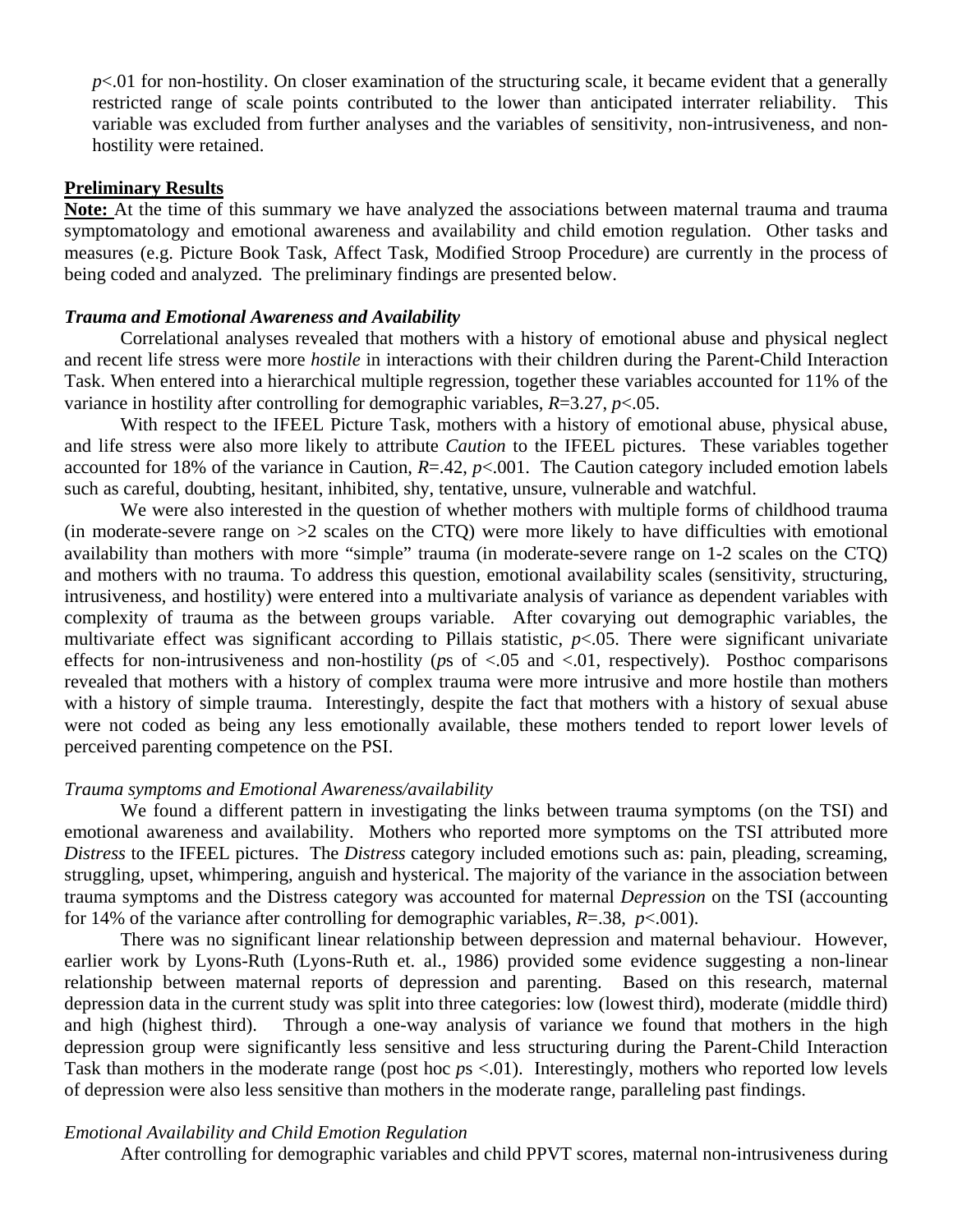$p<.01$ for non-hostility. On closer examination of the structuring scale, it became evident that a generally restricted range of scale points contributed to the lower than anticipated interrater reliability. This variable was excluded from further analyses and the variables of sensitivity, non-intrusiveness, and non-hostility were retained.

## Preliminary Results

**Note:** At the time of this summary we have analyzed the associations between maternal trauma and trauma symptomatology and emotional awareness and availability and child emotion regulation. Other tasks and measures (e.g. Picture Book Task, Affect Task, Modified Stroop Procedure) are currently in the process of being coded and analyzed. The preliminary findings are presented below.

### *Trauma and Emotional Awareness and Availability*

Correlational analyses revealed that mothers with a history of emotional abuse and physical neglect and recent life stress were more *hostile* in interactions with their children during the Parent-Child Interaction Task. When entered into a hierarchical multiple regression, together these variables accounted for 11% of the variance in hostility after controlling for demographic variables, $R$=3.27, $p<.05$.

With respect to the IFEEL Picture Task, mothers with a history of emotional abuse, physical abuse, and life stress were also more likely to attribute *Caution* to the IFEEL pictures. These variables together accounted for 18% of the variance in Caution, $R$=.42, $p<.001$. The Caution category included emotion labels such as careful, doubting, hesitant, inhibited, shy, tentative, unsure, vulnerable and watchful.

We were also interested in the question of whether mothers with multiple forms of childhood trauma (in moderate-severe range on >2 scales on the CTQ) were more likely to have difficulties with emotional availability than mothers with more "simple" trauma (in moderate-severe range on 1-2 scales on the CTQ) and mothers with no trauma. To address this question, emotional availability scales (sensitivity, structuring, intrusiveness, and hostility) were entered into a multivariate analysis of variance as dependent variables with complexity of trauma as the between groups variable. After covarying out demographic variables, the multivariate effect was significant according to Pillais statistic, $p<.05$. There were significant univariate effects for non-intrusiveness and non-hostility ($p$s of <.05 and <.01, respectively). Posthoc comparisons revealed that mothers with a history of complex trauma were more intrusive and more hostile than mothers with a history of simple trauma. Interestingly, despite the fact that mothers with a history of sexual abuse were not coded as being any less emotionally available, these mothers tended to report lower levels of perceived parenting competence on the PSI.

### *Trauma symptoms and Emotional Awareness/availability*

We found a different pattern in investigating the links between trauma symptoms (on the TSI) and emotional awareness and availability. Mothers who reported more symptoms on the TSI attributed more *Distress* to the IFEEL pictures. The *Distress* category included emotions such as: pain, pleading, screaming, struggling, upset, whimpering, anguish and hysterical. The majority of the variance in the association between trauma symptoms and the Distress category was accounted for maternal *Depression* on the TSI (accounting for 14% of the variance after controlling for demographic variables, $R$=.38, $p<.001$).

There was no significant linear relationship between depression and maternal behaviour. However, earlier work by Lyons-Ruth (Lyons-Ruth et. al., 1986) provided some evidence suggesting a non-linear relationship between maternal reports of depression and parenting. Based on this research, maternal depression data in the current study was split into three categories: low (lowest third), moderate (middle third) and high (highest third). Through a one-way analysis of variance we found that mothers in the high depression group were significantly less sensitive and less structuring during the Parent-Child Interaction Task than mothers in the moderate range (post hoc $p$s <.01). Interestingly, mothers who reported low levels of depression were also less sensitive than mothers in the moderate range, paralleling past findings.

### *Emotional Availability and Child Emotion Regulation*

After controlling for demographic variables and child PPVT scores, maternal non-intrusiveness during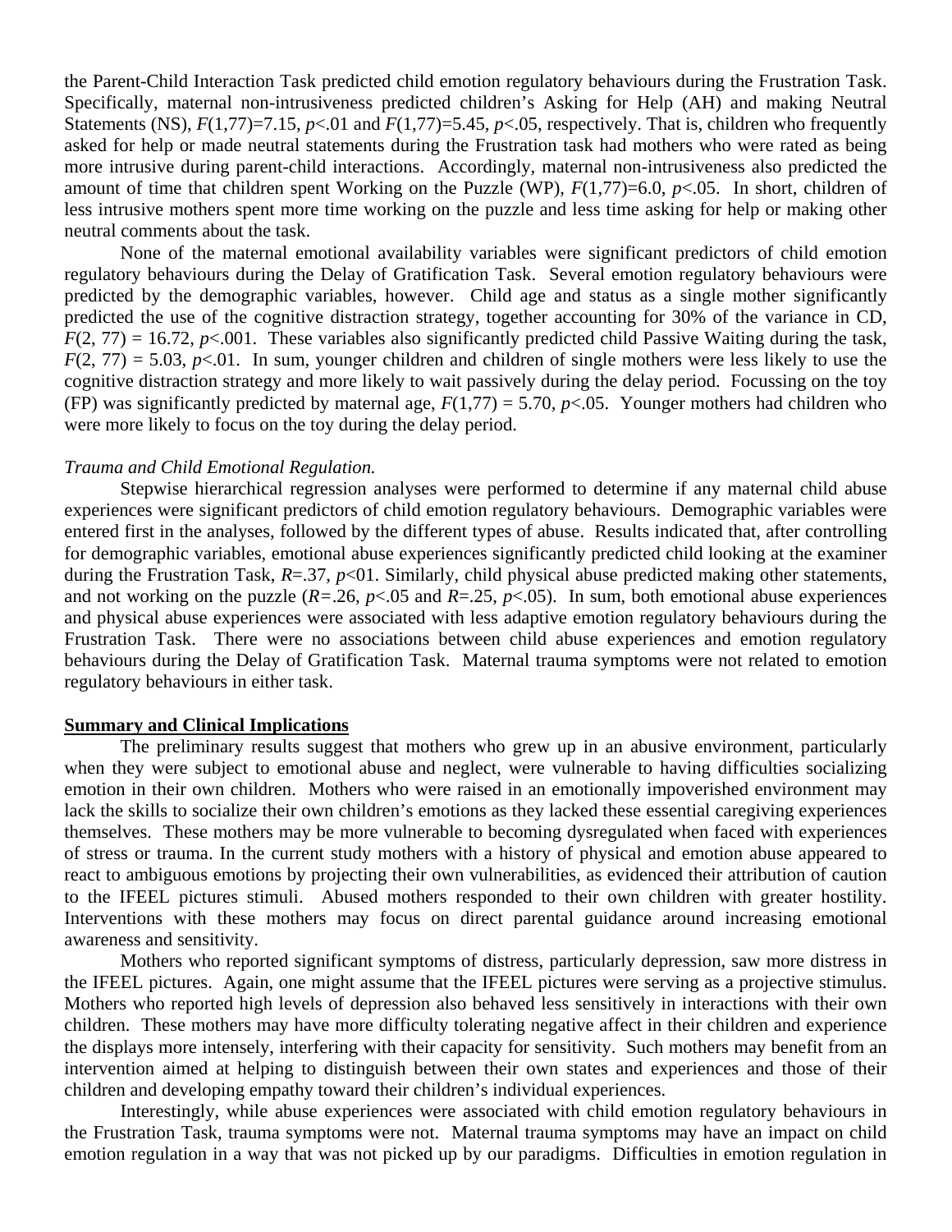the Parent-Child Interaction Task predicted child emotion regulatory behaviours during the Frustration Task. Specifically, maternal non-intrusiveness predicted children's Asking for Help (AH) and making Neutral Statements (NS), $F(1,77)=7.15$, $p<.01$ and $F(1,77)=5.45$, $p<.05$, respectively. That is, children who frequently asked for help or made neutral statements during the Frustration task had mothers who were rated as being more intrusive during parent-child interactions. Accordingly, maternal non-intrusiveness also predicted the amount of time that children spent Working on the Puzzle (WP), $F(1,77)=6.0$, $p<.05$. In short, children of less intrusive mothers spent more time working on the puzzle and less time asking for help or making other neutral comments about the task.

None of the maternal emotional availability variables were significant predictors of child emotion regulatory behaviours during the Delay of Gratification Task. Several emotion regulatory behaviours were predicted by the demographic variables, however. Child age and status as a single mother significantly predicted the use of the cognitive distraction strategy, together accounting for 30% of the variance in CD, $F(2, 77) = 16.72$, $p<.001$. These variables also significantly predicted child Passive Waiting during the task, $F(2, 77) = 5.03$, $p<.01$. In sum, younger children and children of single mothers were less likely to use the cognitive distraction strategy and more likely to wait passively during the delay period. Focussing on the toy (FP) was significantly predicted by maternal age, $F(1,77) = 5.70$, $p<.05$. Younger mothers had children who were more likely to focus on the toy during the delay period.

*Trauma and Child Emotional Regulation.*

Stepwise hierarchical regression analyses were performed to determine if any maternal child abuse experiences were significant predictors of child emotion regulatory behaviours. Demographic variables were entered first in the analyses, followed by the different types of abuse. Results indicated that, after controlling for demographic variables, emotional abuse experiences significantly predicted child looking at the examiner during the Frustration Task, $R=.37$, $p<01$. Similarly, child physical abuse predicted making other statements, and not working on the puzzle ($R=.26$, $p<.05$ and $R=.25$, $p<.05$). In sum, both emotional abuse experiences and physical abuse experiences were associated with less adaptive emotion regulatory behaviours during the Frustration Task. There were no associations between child abuse experiences and emotion regulatory behaviours during the Delay of Gratification Task. Maternal trauma symptoms were not related to emotion regulatory behaviours in either task.

## Summary and Clinical Implications

The preliminary results suggest that mothers who grew up in an abusive environment, particularly when they were subject to emotional abuse and neglect, were vulnerable to having difficulties socializing emotion in their own children. Mothers who were raised in an emotionally impoverished environment may lack the skills to socialize their own children's emotions as they lacked these essential caregiving experiences themselves. These mothers may be more vulnerable to becoming dysregulated when faced with experiences of stress or trauma. In the current study mothers with a history of physical and emotion abuse appeared to react to ambiguous emotions by projecting their own vulnerabilities, as evidenced their attribution of caution to the IFEEL pictures stimuli. Abused mothers responded to their own children with greater hostility. Interventions with these mothers may focus on direct parental guidance around increasing emotional awareness and sensitivity.

Mothers who reported significant symptoms of distress, particularly depression, saw more distress in the IFEEL pictures. Again, one might assume that the IFEEL pictures were serving as a projective stimulus. Mothers who reported high levels of depression also behaved less sensitively in interactions with their own children. These mothers may have more difficulty tolerating negative affect in their children and experience the displays more intensely, interfering with their capacity for sensitivity. Such mothers may benefit from an intervention aimed at helping to distinguish between their own states and experiences and those of their children and developing empathy toward their children's individual experiences.

Interestingly, while abuse experiences were associated with child emotion regulatory behaviours in the Frustration Task, trauma symptoms were not. Maternal trauma symptoms may have an impact on child emotion regulation in a way that was not picked up by our paradigms. Difficulties in emotion regulation in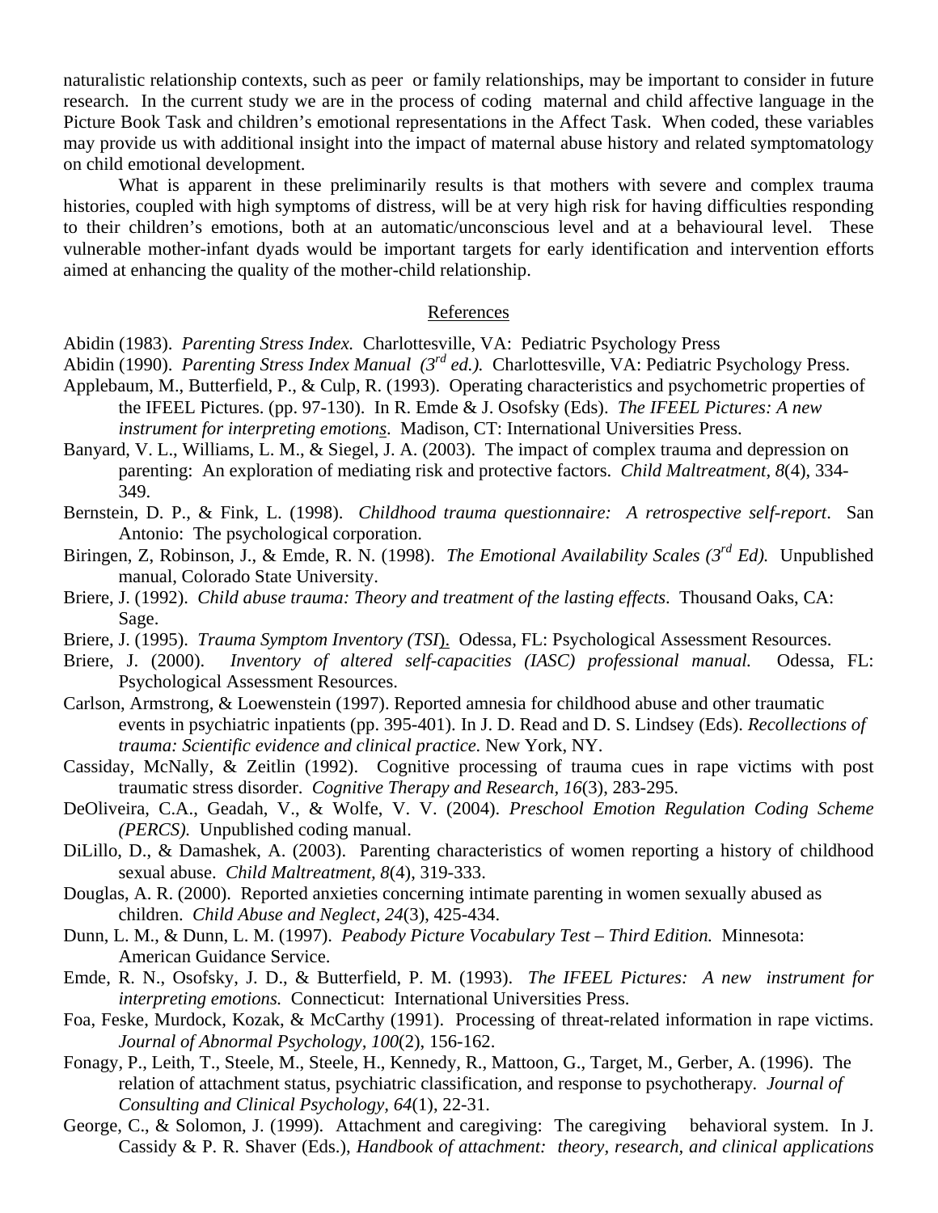naturalistic relationship contexts, such as peer or family relationships, may be important to consider in future research. In the current study we are in the process of coding maternal and child affective language in the Picture Book Task and children's emotional representations in the Affect Task. When coded, these variables may provide us with additional insight into the impact of maternal abuse history and related symptomatology on child emotional development.

What is apparent in these preliminarily results is that mothers with severe and complex trauma histories, coupled with high symptoms of distress, will be at very high risk for having difficulties responding to their children's emotions, both at an automatic/unconscious level and at a behavioural level. These vulnerable mother-infant dyads would be important targets for early identification and intervention efforts aimed at enhancing the quality of the mother-child relationship.

## References

Abidin (1983). *Parenting Stress Index.* Charlottesville, VA: Pediatric Psychology Press

Abidin (1990). *Parenting Stress Index Manual (3rd ed.).* Charlottesville, VA: Pediatric Psychology Press.

Applebaum, M., Butterfield, P., & Culp, R. (1993). Operating characteristics and psychometric properties of the IFEEL Pictures. (pp. 97-130). In R. Emde & J. Osofsky (Eds). *The IFEEL Pictures: A new instrument for interpreting emotions*. Madison, CT: International Universities Press.

Banyard, V. L., Williams, L. M., & Siegel, J. A. (2003). The impact of complex trauma and depression on parenting: An exploration of mediating risk and protective factors. *Child Maltreatment*, *8*(4), 334-349.

Bernstein, D. P., & Fink, L. (1998). *Childhood trauma questionnaire: A retrospective self-report*. San Antonio: The psychological corporation.

Biringen, Z, Robinson, J., & Emde, R. N. (1998). *The Emotional Availability Scales (3rd Ed).* Unpublished manual, Colorado State University.

Briere, J. (1992). *Child abuse trauma: Theory and treatment of the lasting effects*. Thousand Oaks, CA: Sage.

Briere, J. (1995). *Trauma Symptom Inventory (TSI).* Odessa, FL: Psychological Assessment Resources.

Briere, J. (2000). *Inventory of altered self-capacities (IASC) professional manual.* Odessa, FL: Psychological Assessment Resources.

Carlson, Armstrong, & Loewenstein (1997). Reported amnesia for childhood abuse and other traumatic events in psychiatric inpatients (pp. 395-401). In J. D. Read and D. S. Lindsey (Eds). *Recollections of trauma: Scientific evidence and clinical practice*. New York, NY.

Cassiday, McNally, & Zeitlin (1992). Cognitive processing of trauma cues in rape victims with post traumatic stress disorder. *Cognitive Therapy and Research, 16*(3), 283-295.

DeOliveira, C.A., Geadah, V., & Wolfe, V. V. (2004). *Preschool Emotion Regulation Coding Scheme (PERCS).* Unpublished coding manual.

DiLillo, D., & Damashek, A. (2003). Parenting characteristics of women reporting a history of childhood sexual abuse. *Child Maltreatment, 8*(4), 319-333.

Douglas, A. R. (2000). Reported anxieties concerning intimate parenting in women sexually abused as children. *Child Abuse and Neglect, 24*(3), 425-434.

Dunn, L. M., & Dunn, L. M. (1997). *Peabody Picture Vocabulary Test – Third Edition.* Minnesota: American Guidance Service.

Emde, R. N., Osofsky, J. D., & Butterfield, P. M. (1993). *The IFEEL Pictures: A new instrument for interpreting emotions.* Connecticut: International Universities Press.

Foa, Feske, Murdock, Kozak, & McCarthy (1991). Processing of threat-related information in rape victims. *Journal of Abnormal Psychology, 100*(2), 156-162.

Fonagy, P., Leith, T., Steele, M., Steele, H., Kennedy, R., Mattoon, G., Target, M., Gerber, A. (1996). The relation of attachment status, psychiatric classification, and response to psychotherapy. *Journal of Consulting and Clinical Psychology, 64*(1), 22-31.

George, C., & Solomon, J. (1999). Attachment and caregiving: The caregiving behavioral system. In J. Cassidy & P. R. Shaver (Eds.), *Handbook of attachment: theory, research, and clinical applications*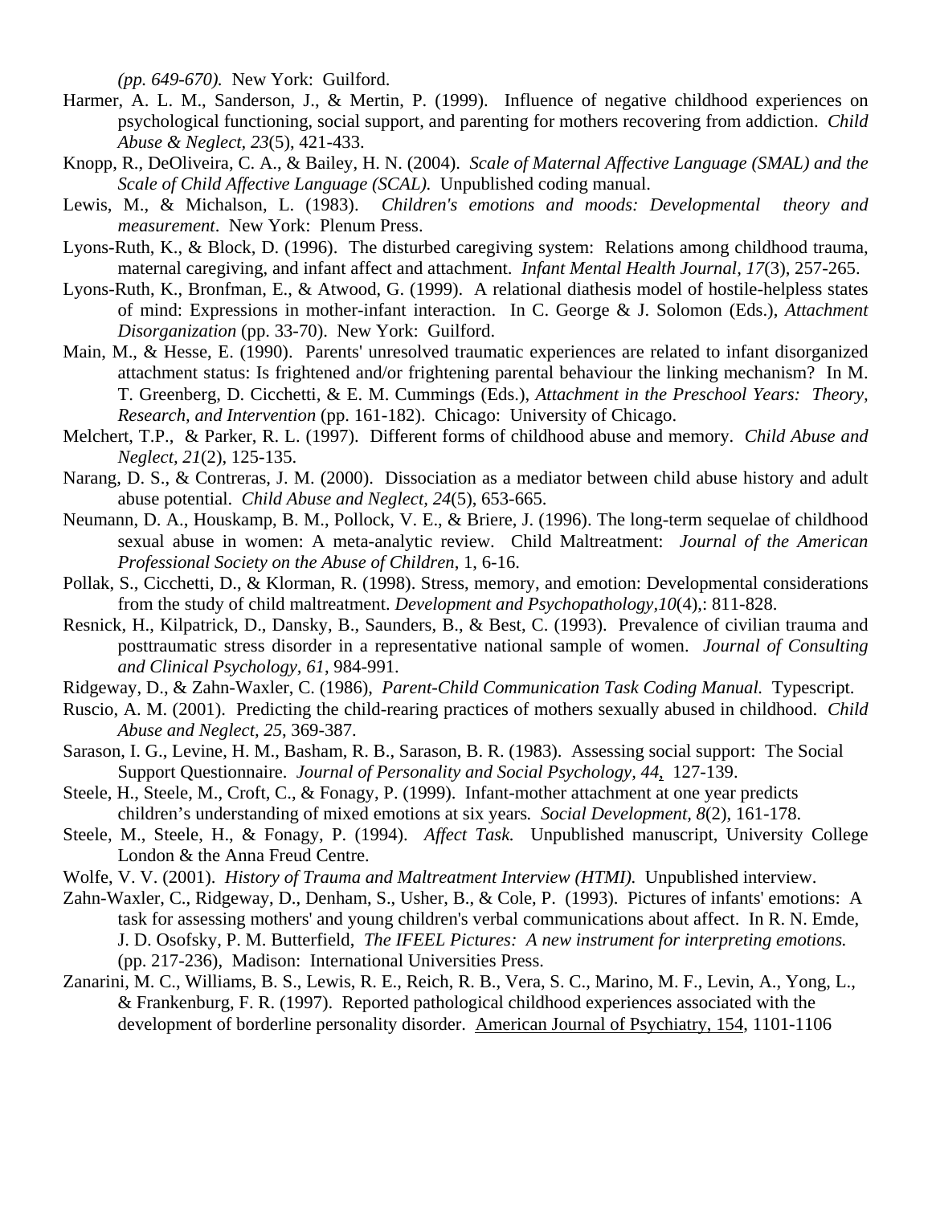*(pp. 649-670).* New York: Guilford.

Harmer, A. L. M., Sanderson, J., & Mertin, P. (1999). Influence of negative childhood experiences on psychological functioning, social support, and parenting for mothers recovering from addiction. *Child Abuse & Neglect, 23*(5), 421-433.

Knopp, R., DeOliveira, C. A., & Bailey, H. N. (2004). *Scale of Maternal Affective Language (SMAL) and the Scale of Child Affective Language (SCAL).* Unpublished coding manual.

Lewis, M., & Michalson, L. (1983). *Children's emotions and moods: Developmental theory and measurement*. New York: Plenum Press.

Lyons-Ruth, K., & Block, D. (1996). The disturbed caregiving system: Relations among childhood trauma, maternal caregiving, and infant affect and attachment. *Infant Mental Health Journal, 17*(3), 257-265.

Lyons-Ruth, K., Bronfman, E., & Atwood, G. (1999). A relational diathesis model of hostile-helpless states of mind: Expressions in mother-infant interaction. In C. George & J. Solomon (Eds.), *Attachment Disorganization* (pp. 33-70). New York: Guilford.

Main, M., & Hesse, E. (1990). Parents' unresolved traumatic experiences are related to infant disorganized attachment status: Is frightened and/or frightening parental behaviour the linking mechanism? In M. T. Greenberg, D. Cicchetti, & E. M. Cummings (Eds.), *Attachment in the Preschool Years: Theory, Research, and Intervention* (pp. 161-182). Chicago: University of Chicago.

Melchert, T.P., & Parker, R. L. (1997). Different forms of childhood abuse and memory. *Child Abuse and Neglect, 21*(2), 125-135.

Narang, D. S., & Contreras, J. M. (2000). Dissociation as a mediator between child abuse history and adult abuse potential. *Child Abuse and Neglect, 24*(5), 653-665.

Neumann, D. A., Houskamp, B. M., Pollock, V. E., & Briere, J. (1996). The long-term sequelae of childhood sexual abuse in women: A meta-analytic review. Child Maltreatment: *Journal of the American Professional Society on the Abuse of Children*, 1, 6-16.

Pollak, S., Cicchetti, D., & Klorman, R. (1998). Stress, memory, and emotion: Developmental considerations from the study of child maltreatment. *Development and Psychopathology,10*(4),: 811-828.

Resnick, H., Kilpatrick, D., Dansky, B., Saunders, B., & Best, C. (1993). Prevalence of civilian trauma and posttraumatic stress disorder in a representative national sample of women. *Journal of Consulting and Clinical Psychology, 61*, 984-991.

Ridgeway, D., & Zahn-Waxler, C. (1986), *Parent-Child Communication Task Coding Manual.* Typescript.

Ruscio, A. M. (2001). Predicting the child-rearing practices of mothers sexually abused in childhood. *Child Abuse and Neglect, 25*, 369-387.

Sarason, I. G., Levine, H. M., Basham, R. B., Sarason, B. R. (1983). Assessing social support: The Social Support Questionnaire. *Journal of Personality and Social Psychology, 44*, 127-139.

Steele, H., Steele, M., Croft, C., & Fonagy, P. (1999). Infant-mother attachment at one year predicts children's understanding of mixed emotions at six years. *Social Development, 8*(2), 161-178.

Steele, M., Steele, H., & Fonagy, P. (1994). *Affect Task.* Unpublished manuscript, University College London & the Anna Freud Centre.

Wolfe, V. V. (2001). *History of Trauma and Maltreatment Interview (HTMI).* Unpublished interview.

Zahn-Waxler, C., Ridgeway, D., Denham, S., Usher, B., & Cole, P. (1993). Pictures of infants' emotions: A task for assessing mothers' and young children's verbal communications about affect. In R. N. Emde, J. D. Osofsky, P. M. Butterfield, *The IFEEL Pictures: A new instrument for interpreting emotions.* (pp. 217-236), Madison: International Universities Press.

Zanarini, M. C., Williams, B. S., Lewis, R. E., Reich, R. B., Vera, S. C., Marino, M. F., Levin, A., Yong, L., & Frankenburg, F. R. (1997). Reported pathological childhood experiences associated with the development of borderline personality disorder. American Journal of Psychiatry, 154, 1101-1106